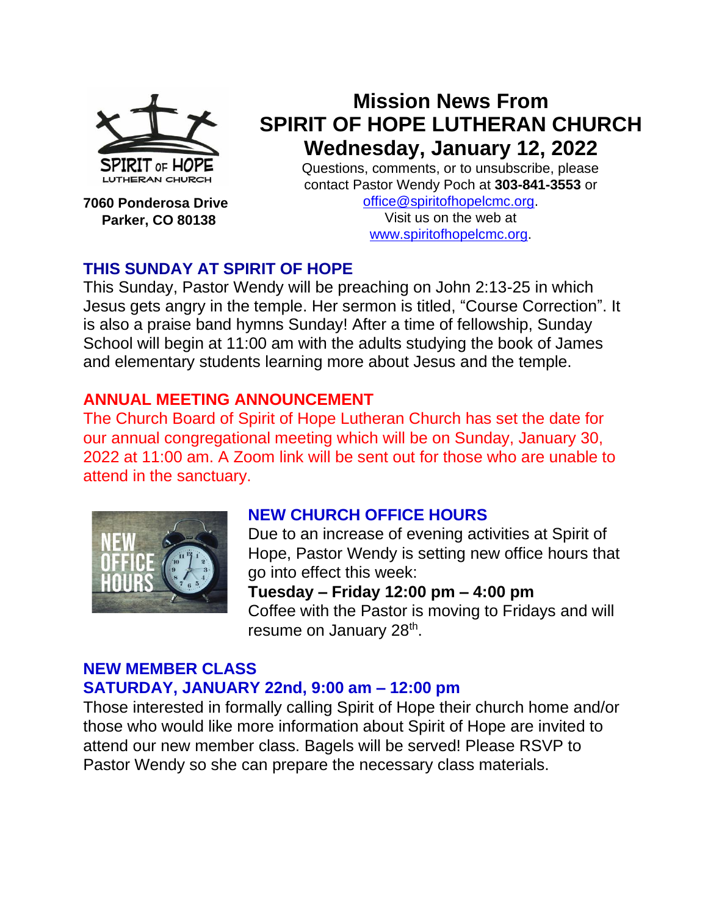**7060 Ponderosa Drive**
**Parker, CO 80138**

# Mission News From SPIRIT OF HOPE LUTHERAN CHURCH Wednesday, January 12, 2022

Questions, comments, or to unsubscribe, please contact Pastor Wendy Poch at **303-841-3553** or office@spiritofhopelcmc.org.
Visit us on the web at www.spiritofhopelcmc.org.

## THIS SUNDAY AT SPIRIT OF HOPE

This Sunday, Pastor Wendy will be preaching on John 2:13-25 in which Jesus gets angry in the temple. Her sermon is titled, "Course Correction". It is also a praise band hymns Sunday! After a time of fellowship, Sunday School will begin at 11:00 am with the adults studying the book of James and elementary students learning more about Jesus and the temple.

## ANNUAL MEETING ANNOUNCEMENT

The Church Board of Spirit of Hope Lutheran Church has set the date for our annual congregational meeting which will be on Sunday, January 30, 2022 at 11:00 am. A Zoom link will be sent out for those who are unable to attend in the sanctuary.

## NEW CHURCH OFFICE HOURS

Due to an increase of evening activities at Spirit of Hope, Pastor Wendy is setting new office hours that go into effect this week:

**Tuesday – Friday 12:00 pm – 4:00 pm**

Coffee with the Pastor is moving to Fridays and will resume on January 28th.

## NEW MEMBER CLASS
## SATURDAY, JANUARY 22nd, 9:00 am – 12:00 pm

Those interested in formally calling Spirit of Hope their church home and/or those who would like more information about Spirit of Hope are invited to attend our new member class. Bagels will be served! Please RSVP to Pastor Wendy so she can prepare the necessary class materials.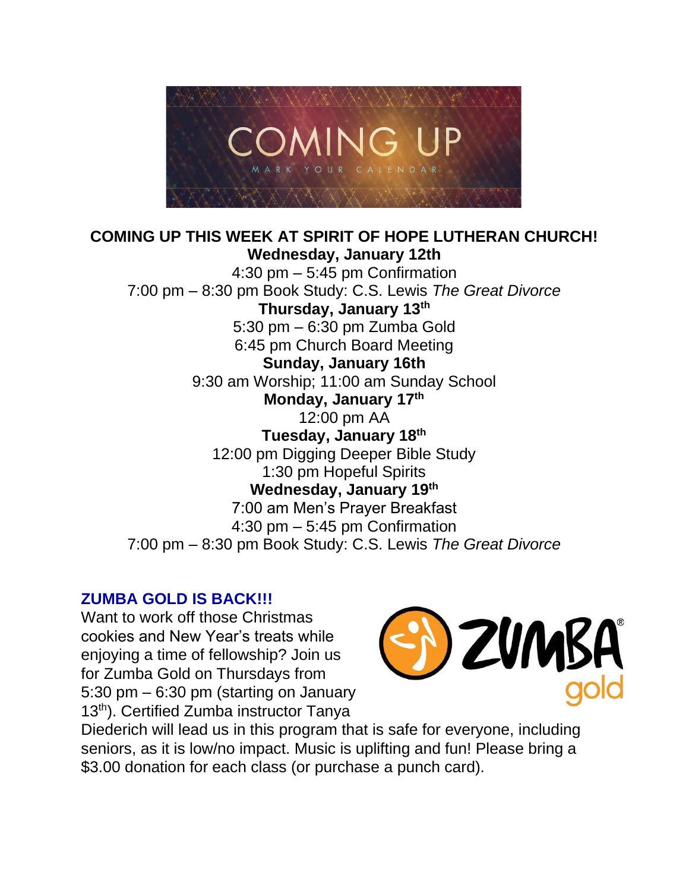**COMING UP THIS WEEK AT SPIRIT OF HOPE LUTHERAN CHURCH!**

**Wednesday, January 12th**

4:30 pm – 5:45 pm Confirmation

7:00 pm – 8:30 pm Book Study: C.S. Lewis *The Great Divorce*

**Thursday, January 13th**

5:30 pm – 6:30 pm Zumba Gold

6:45 pm Church Board Meeting

**Sunday, January 16th**

9:30 am Worship; 11:00 am Sunday School

**Monday, January 17th**

12:00 pm AA

**Tuesday, January 18th**

12:00 pm Digging Deeper Bible Study

1:30 pm Hopeful Spirits

**Wednesday, January 19th**

7:00 am Men's Prayer Breakfast

4:30 pm – 5:45 pm Confirmation

7:00 pm – 8:30 pm Book Study: C.S. Lewis *The Great Divorce*

## ZUMBA GOLD IS BACK!!!

Want to work off those Christmas cookies and New Year's treats while enjoying a time of fellowship? Join us for Zumba Gold on Thursdays from 5:30 pm – 6:30 pm (starting on January 13th). Certified Zumba instructor Tanya Diederich will lead us in this program that is safe for everyone, including seniors, as it is low/no impact. Music is uplifting and fun! Please bring a $3.00 donation for each class (or purchase a punch card).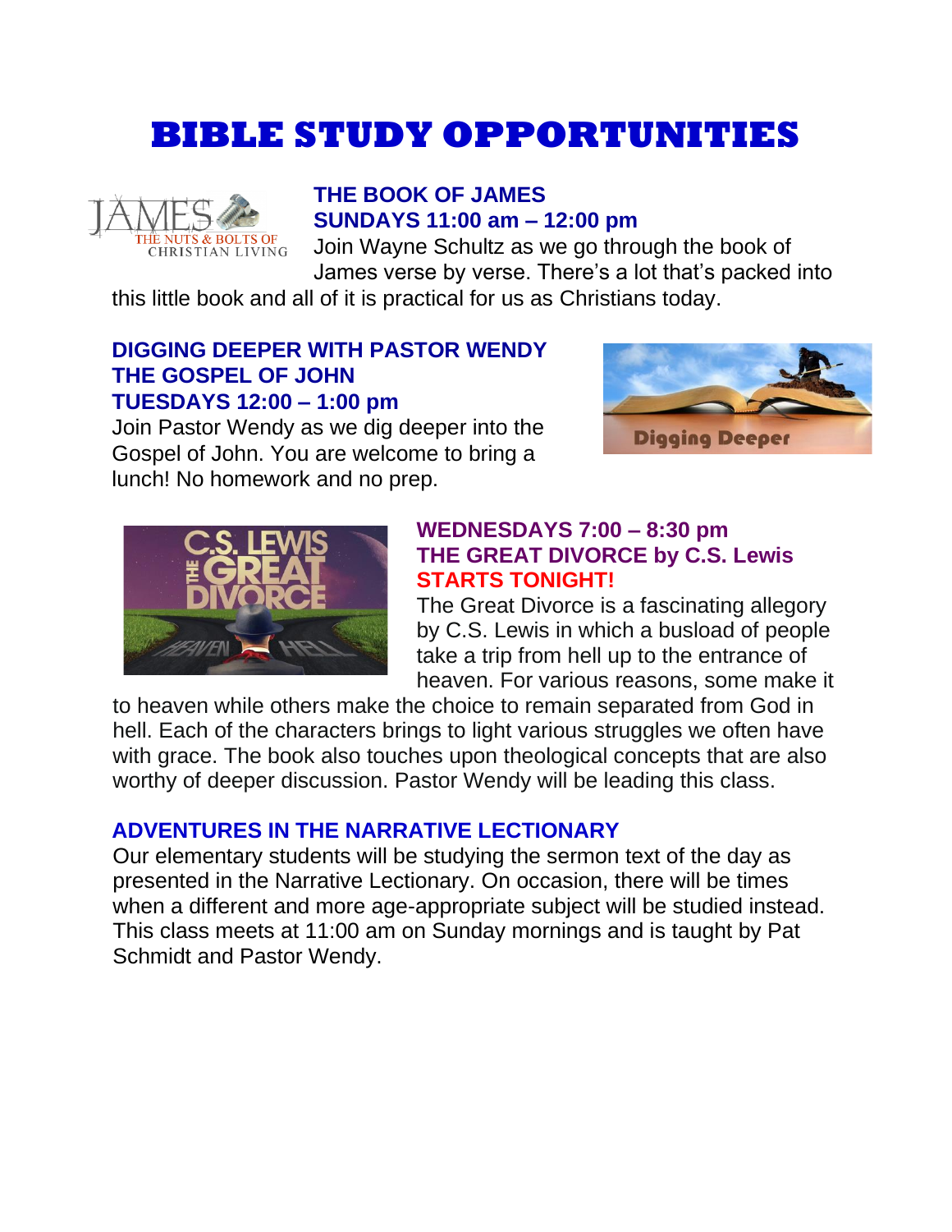# BIBLE STUDY OPPORTUNITIES

### THE BOOK OF JAMES
### SUNDAYS 11:00 am – 12:00 pm

Join Wayne Schultz as we go through the book of James verse by verse. There's a lot that's packed into this little book and all of it is practical for us as Christians today.

### DIGGING DEEPER WITH PASTOR WENDY
### THE GOSPEL OF JOHN
### TUESDAYS 12:00 – 1:00 pm

Join Pastor Wendy as we dig deeper into the Gospel of John. You are welcome to bring a lunch! No homework and no prep.

### WEDNESDAYS 7:00 – 8:30 pm
### THE GREAT DIVORCE by C.S. Lewis
### STARTS TONIGHT!

The Great Divorce is a fascinating allegory by C.S. Lewis in which a busload of people take a trip from hell up to the entrance of heaven. For various reasons, some make it to heaven while others make the choice to remain separated from God in hell. Each of the characters brings to light various struggles we often have with grace. The book also touches upon theological concepts that are also worthy of deeper discussion. Pastor Wendy will be leading this class.

### ADVENTURES IN THE NARRATIVE LECTIONARY

Our elementary students will be studying the sermon text of the day as presented in the Narrative Lectionary. On occasion, there will be times when a different and more age-appropriate subject will be studied instead. This class meets at 11:00 am on Sunday mornings and is taught by Pat Schmidt and Pastor Wendy.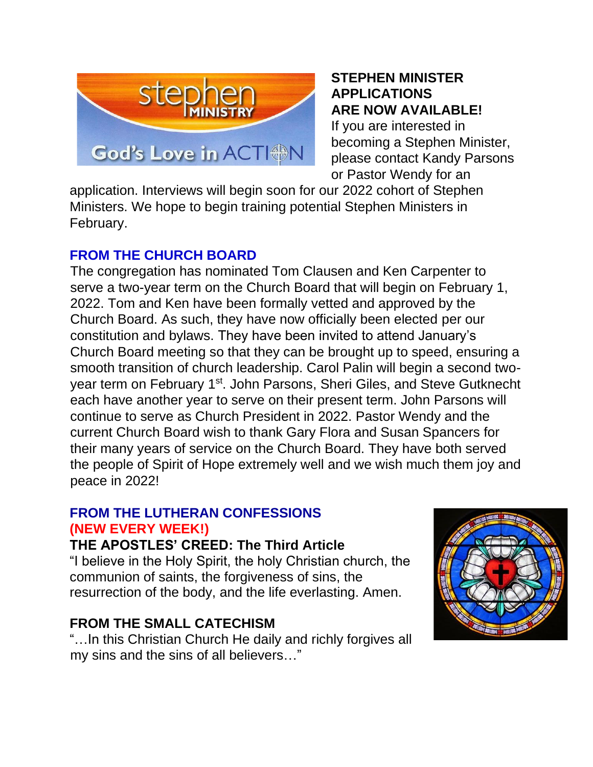**STEPHEN MINISTER APPLICATIONS ARE NOW AVAILABLE!**

If you are interested in becoming a Stephen Minister, please contact Kandy Parsons or Pastor Wendy for an application. Interviews will begin soon for our 2022 cohort of Stephen Ministers. We hope to begin training potential Stephen Ministers in February.

## FROM THE CHURCH BOARD

The congregation has nominated Tom Clausen and Ken Carpenter to serve a two-year term on the Church Board that will begin on February 1, 2022. Tom and Ken have been formally vetted and approved by the Church Board. As such, they have now officially been elected per our constitution and bylaws. They have been invited to attend January's Church Board meeting so that they can be brought up to speed, ensuring a smooth transition of church leadership. Carol Palin will begin a second two-year term on February 1st. John Parsons, Sheri Giles, and Steve Gutknecht each have another year to serve on their present term. John Parsons will continue to serve as Church President in 2022. Pastor Wendy and the current Church Board wish to thank Gary Flora and Susan Spancers for their many years of service on the Church Board. They have both served the people of Spirit of Hope extremely well and we wish much them joy and peace in 2022!

## FROM THE LUTHERAN CONFESSIONS (NEW EVERY WEEK!)

**THE APOSTLES' CREED: The Third Article**

"I believe in the Holy Spirit, the holy Christian church, the communion of saints, the forgiveness of sins, the resurrection of the body, and the life everlasting. Amen.

**FROM THE SMALL CATECHISM**

"…In this Christian Church He daily and richly forgives all my sins and the sins of all believers…"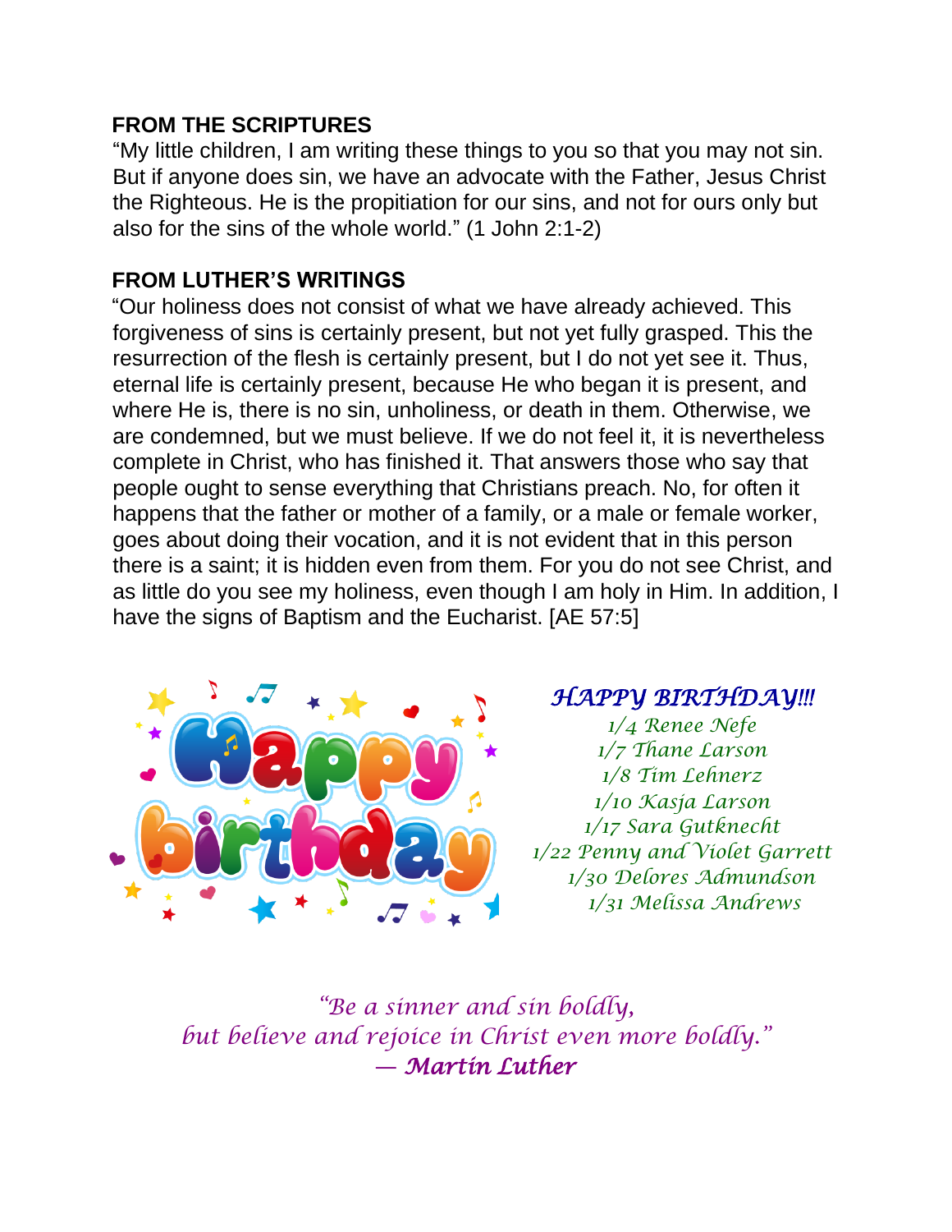## FROM THE SCRIPTURES

"My little children, I am writing these things to you so that you may not sin. But if anyone does sin, we have an advocate with the Father, Jesus Christ the Righteous. He is the propitiation for our sins, and not for ours only but also for the sins of the whole world." (1 John 2:1-2)

## FROM LUTHER'S WRITINGS

"Our holiness does not consist of what we have already achieved. This forgiveness of sins is certainly present, but not yet fully grasped. This the resurrection of the flesh is certainly present, but I do not yet see it. Thus, eternal life is certainly present, because He who began it is present, and where He is, there is no sin, unholiness, or death in them. Otherwise, we are condemned, but we must believe. If we do not feel it, it is nevertheless complete in Christ, who has finished it. That answers those who say that people ought to sense everything that Christians preach. No, for often it happens that the father or mother of a family, or a male or female worker, goes about doing their vocation, and it is not evident that in this person there is a saint; it is hidden even from them. For you do not see Christ, and as little do you see my holiness, even though I am holy in Him. In addition, I have the signs of Baptism and the Eucharist. [AE 57:5]

*HAPPY BIRTHDAY!!!*

*1/4 Renee Nefe*
*1/7 Thane Larson*
*1/8 Tim Lehnerz*
*1/10 Kasja Larson*
*1/17 Sara Gutknecht*
*1/22 Penny and Violet Garrett*
*1/30 Delores Admundson*
*1/31 Melissa Andrews*

*"Be a sinner and sin boldly,*
*but believe and rejoice in Christ even more boldly."*
*— **Martin Luther***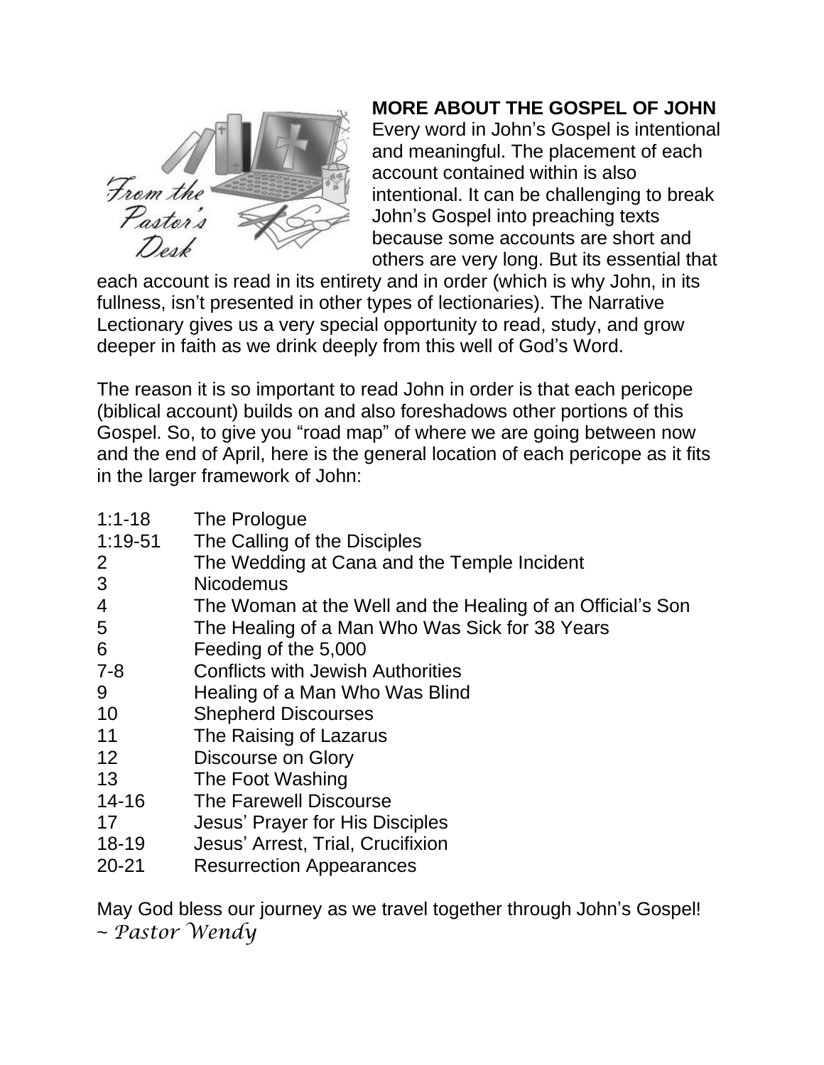## MORE ABOUT THE GOSPEL OF JOHN

Every word in John's Gospel is intentional and meaningful. The placement of each account contained within is also intentional. It can be challenging to break John's Gospel into preaching texts because some accounts are short and others are very long. But its essential that each account is read in its entirety and in order (which is why John, in its fullness, isn't presented in other types of lectionaries). The Narrative Lectionary gives us a very special opportunity to read, study, and grow deeper in faith as we drink deeply from this well of God's Word.

The reason it is so important to read John in order is that each pericope (biblical account) builds on and also foreshadows other portions of this Gospel. So, to give you "road map" of where we are going between now and the end of April, here is the general location of each pericope as it fits in the larger framework of John:

| | |
|---|---|
| 1:1-18 | The Prologue |
| 1:19-51 | The Calling of the Disciples |
| 2 | The Wedding at Cana and the Temple Incident |
| 3 | Nicodemus |
| 4 | The Woman at the Well and the Healing of an Official's Son |
| 5 | The Healing of a Man Who Was Sick for 38 Years |
| 6 | Feeding of the 5,000 |
| 7-8 | Conflicts with Jewish Authorities |
| 9 | Healing of a Man Who Was Blind |
| 10 | Shepherd Discourses |
| 11 | The Raising of Lazarus |
| 12 | Discourse on Glory |
| 13 | The Foot Washing |
| 14-16 | The Farewell Discourse |
| 17 | Jesus' Prayer for His Disciples |
| 18-19 | Jesus' Arrest, Trial, Crucifixion |
| 20-21 | Resurrection Appearances |

May God bless our journey as we travel together through John's Gospel!

*~ Pastor Wendy*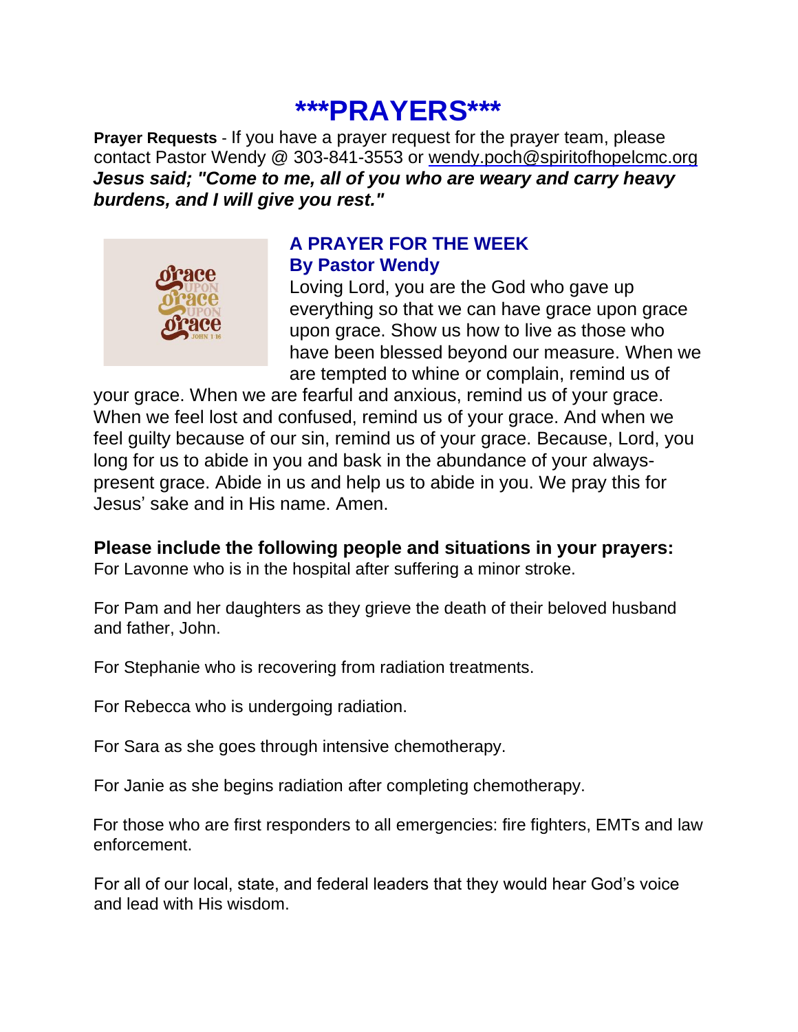# \*\*\*PRAYERS\*\*\*

**Prayer Requests** - If you have a prayer request for the prayer team, please contact Pastor Wendy @ 303-841-3553 or wendy.poch@spiritofhopelcmc.org
***Jesus said; "Come to me, all of you who are weary and carry heavy burdens, and I will give you rest."***

## A PRAYER FOR THE WEEK
## By Pastor Wendy

Loving Lord, you are the God who gave up everything so that we can have grace upon grace upon grace. Show us how to live as those who have been blessed beyond our measure. When we are tempted to whine or complain, remind us of your grace. When we are fearful and anxious, remind us of your grace. When we feel lost and confused, remind us of your grace. And when we feel guilty because of our sin, remind us of your grace. Because, Lord, you long for us to abide in you and bask in the abundance of your always-present grace. Abide in us and help us to abide in you. We pray this for Jesus' sake and in His name. Amen.

**Please include the following people and situations in your prayers:**
For Lavonne who is in the hospital after suffering a minor stroke.

For Pam and her daughters as they grieve the death of their beloved husband and father, John.

For Stephanie who is recovering from radiation treatments.

For Rebecca who is undergoing radiation.

For Sara as she goes through intensive chemotherapy.

For Janie as she begins radiation after completing chemotherapy.

For those who are first responders to all emergencies: fire fighters, EMTs and law enforcement.

For all of our local, state, and federal leaders that they would hear God's voice and lead with His wisdom.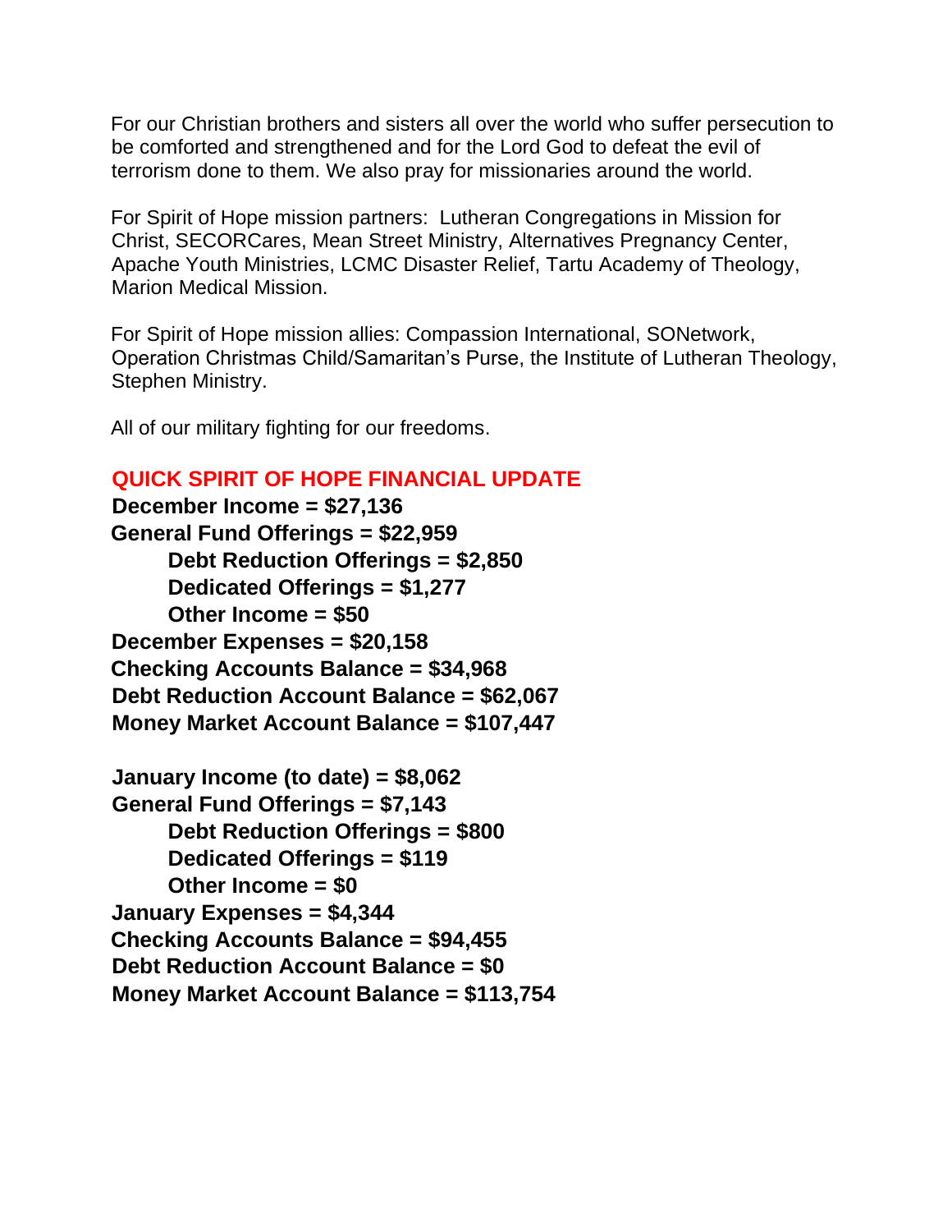For our Christian brothers and sisters all over the world who suffer persecution to be comforted and strengthened and for the Lord God to defeat the evil of terrorism done to them. We also pray for missionaries around the world.

For Spirit of Hope mission partners: Lutheran Congregations in Mission for Christ, SECORCares, Mean Street Ministry, Alternatives Pregnancy Center, Apache Youth Ministries, LCMC Disaster Relief, Tartu Academy of Theology, Marion Medical Mission.

For Spirit of Hope mission allies: Compassion International, SONetwork, Operation Christmas Child/Samaritan's Purse, the Institute of Lutheran Theology, Stephen Ministry.

All of our military fighting for our freedoms.

## QUICK SPIRIT OF HOPE FINANCIAL UPDATE

**December Income = $27,136**
**General Fund Offerings = $22,959**
- **Debt Reduction Offerings = $2,850**
- **Dedicated Offerings = $1,277**
- **Other Income = $50**

**December Expenses = $20,158**
**Checking Accounts Balance = $34,968**
**Debt Reduction Account Balance = $62,067**
**Money Market Account Balance = $107,447**

**January Income (to date) = $8,062**
**General Fund Offerings = $7,143**
- **Debt Reduction Offerings = $800**
- **Dedicated Offerings = $119**
- **Other Income = $0**

**January Expenses = $4,344**
**Checking Accounts Balance = $94,455**
**Debt Reduction Account Balance = $0**
**Money Market Account Balance = $113,754**